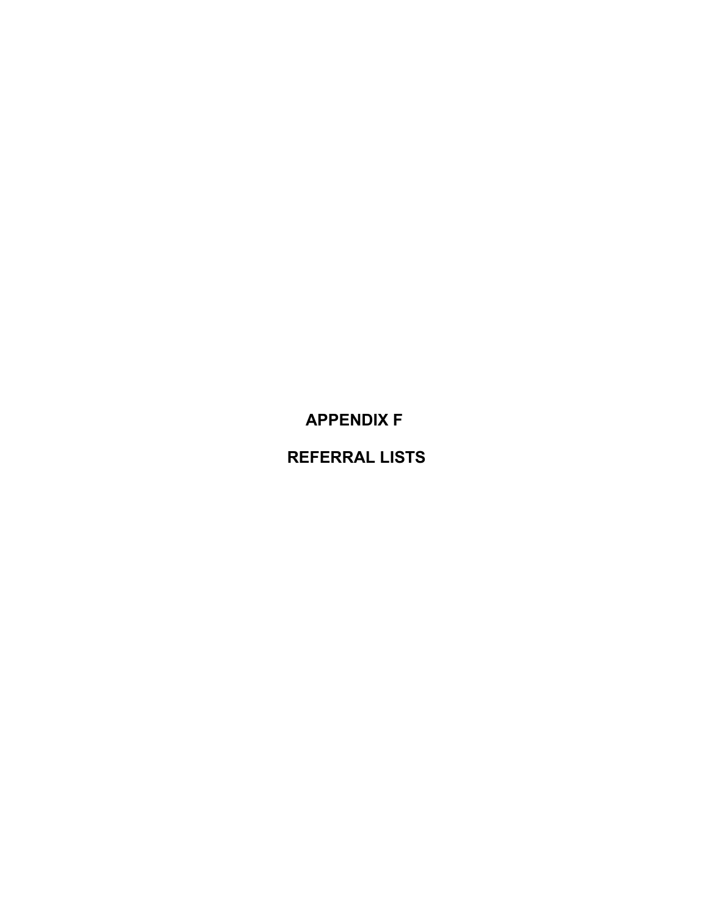# APPENDIX F

# REFERRAL LISTS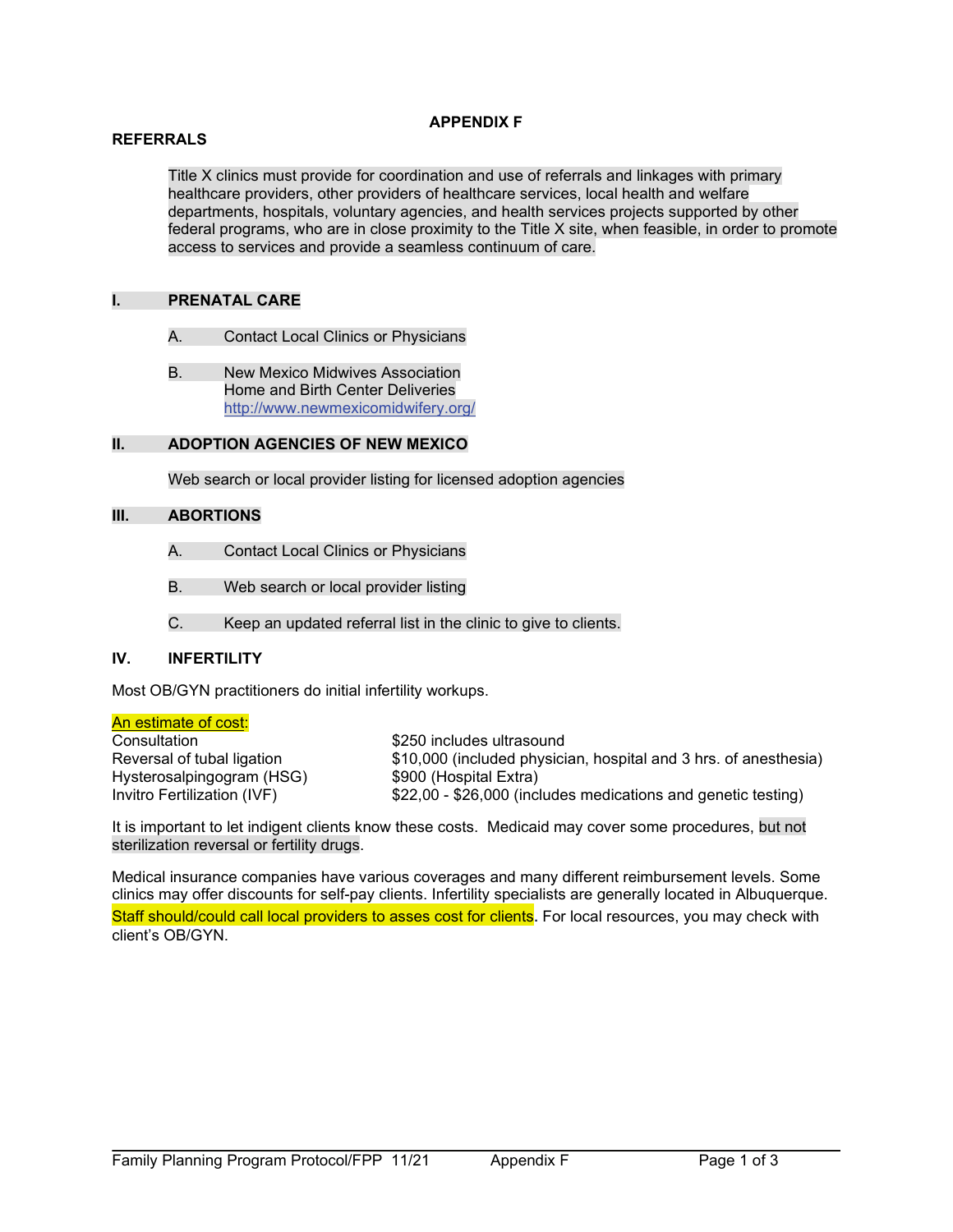# APPENDIX F

## REFERRALS

Title X clinics must provide for coordination and use of referrals and linkages with primary healthcare providers, other providers of healthcare services, local health and welfare departments, hospitals, voluntary agencies, and health services projects supported by other federal programs, who are in close proximity to the Title X site, when feasible, in order to promote access to services and provide a seamless continuum of care.

### I. PRENATAL CARE

A. Contact Local Clinics or Physicians

B. New Mexico Midwives Association
Home and Birth Center Deliveries
http://www.newmexicomidwifery.org/

### II. ADOPTION AGENCIES OF NEW MEXICO

Web search or local provider listing for licensed adoption agencies

### III. ABORTIONS

A. Contact Local Clinics or Physicians

B. Web search or local provider listing

C. Keep an updated referral list in the clinic to give to clients.

### IV. INFERTILITY

Most OB/GYN practitioners do initial infertility workups.

An estimate of cost:

| | |
|---|---|
| Consultation | $250 includes ultrasound |
| Reversal of tubal ligation | $10,000 (included physician, hospital and 3 hrs. of anesthesia) |
| Hysterosalpingogram (HSG) | $900 (Hospital Extra) |
| Invitro Fertilization (IVF) | $22,00 - $26,000 (includes medications and genetic testing) |

It is important to let indigent clients know these costs. Medicaid may cover some procedures, but not sterilization reversal or fertility drugs.

Medical insurance companies have various coverages and many different reimbursement levels. Some clinics may offer discounts for self-pay clients. Infertility specialists are generally located in Albuquerque. Staff should/could call local providers to asses cost for clients. For local resources, you may check with client's OB/GYN.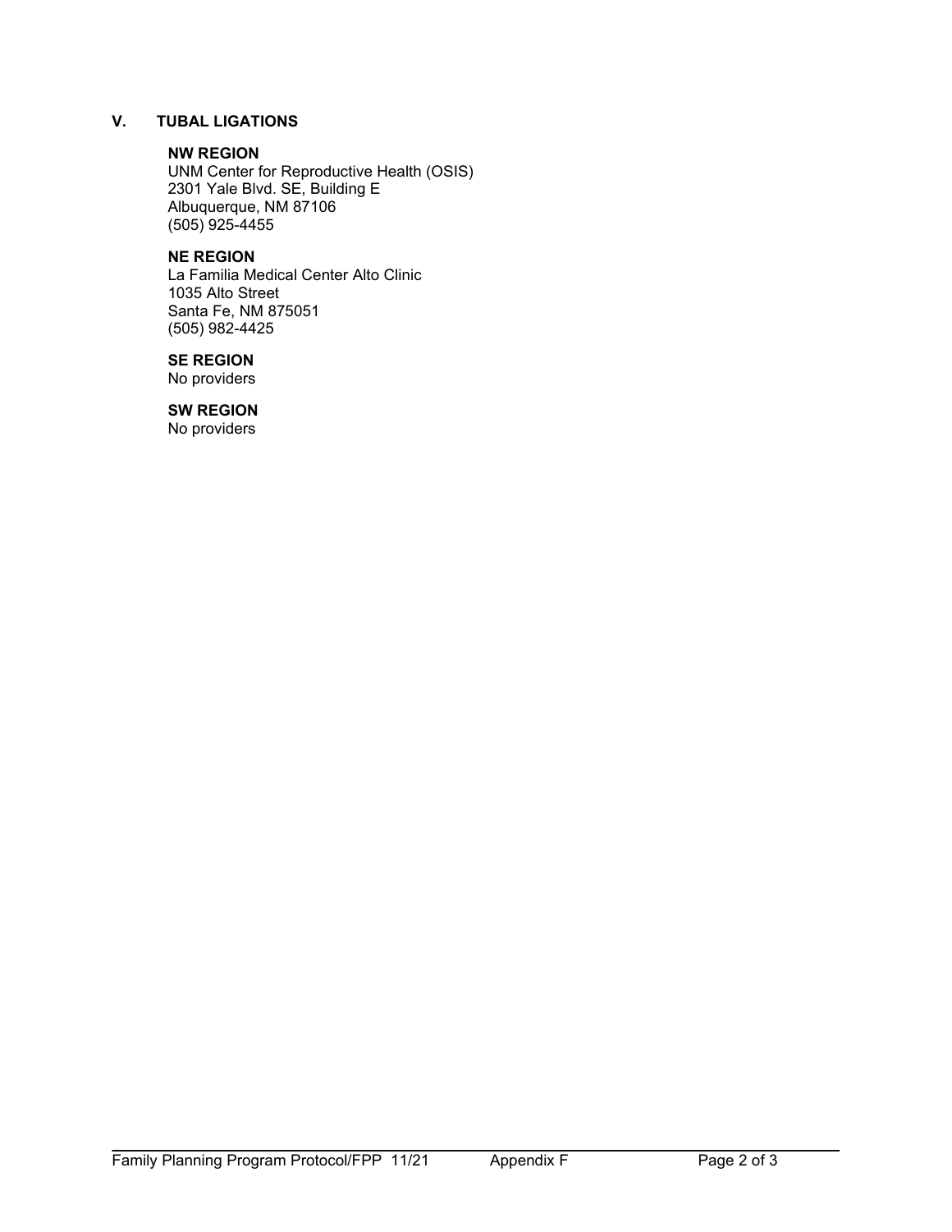## V. TUBAL LIGATIONS

**NW REGION**
UNM Center for Reproductive Health (OSIS)
2301 Yale Blvd. SE, Building E
Albuquerque, NM 87106
(505) 925-4455

**NE REGION**
La Familia Medical Center Alto Clinic
1035 Alto Street
Santa Fe, NM 875051
(505) 982-4425

**SE REGION**
No providers

**SW REGION**
No providers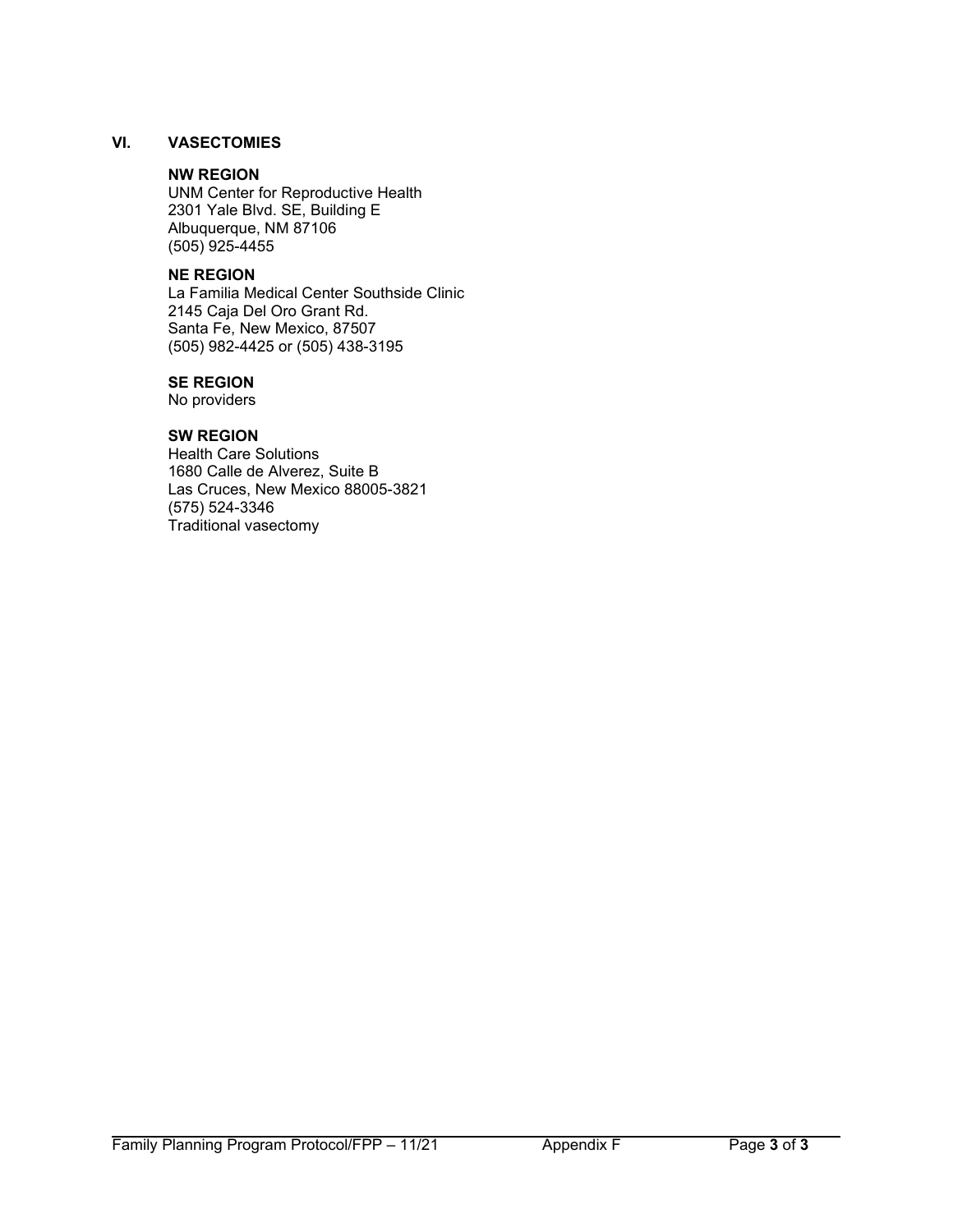## VI. VASECTOMIES

**NW REGION**
UNM Center for Reproductive Health
2301 Yale Blvd. SE, Building E
Albuquerque, NM 87106
(505) 925-4455

**NE REGION**
La Familia Medical Center Southside Clinic
2145 Caja Del Oro Grant Rd.
Santa Fe, New Mexico, 87507
(505) 982-4425 or (505) 438-3195

**SE REGION**
No providers

**SW REGION**
Health Care Solutions
1680 Calle de Alverez, Suite B
Las Cruces, New Mexico 88005-3821
(575) 524-3346
Traditional vasectomy